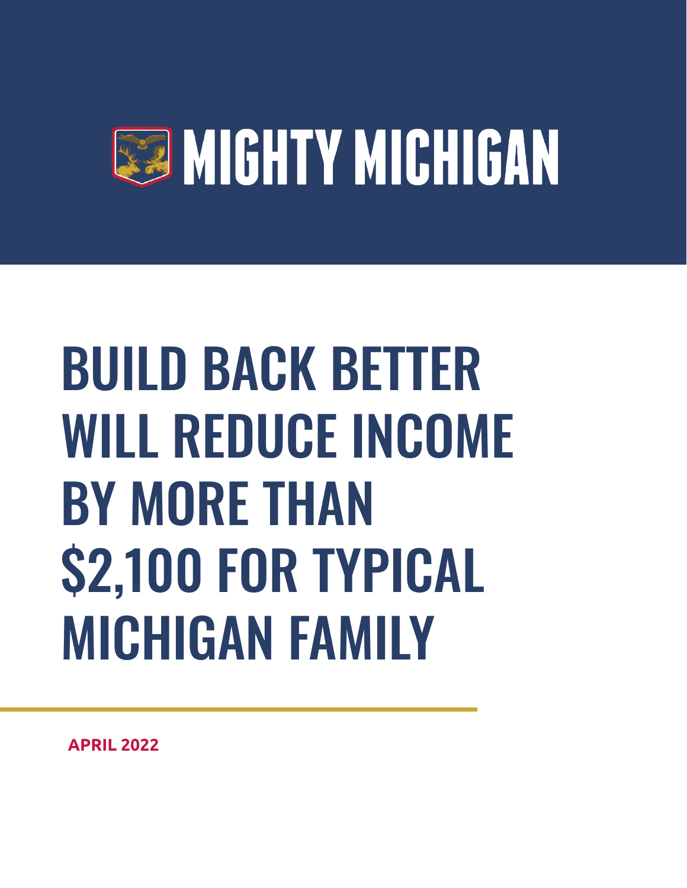# MIGHTY MICHIGAN

# BUILD BACK BETTER WILL REDUCE INCOME BY MORE THAN $2,100 FOR TYPICAL MICHIGAN FAMILY

**APRIL 2022**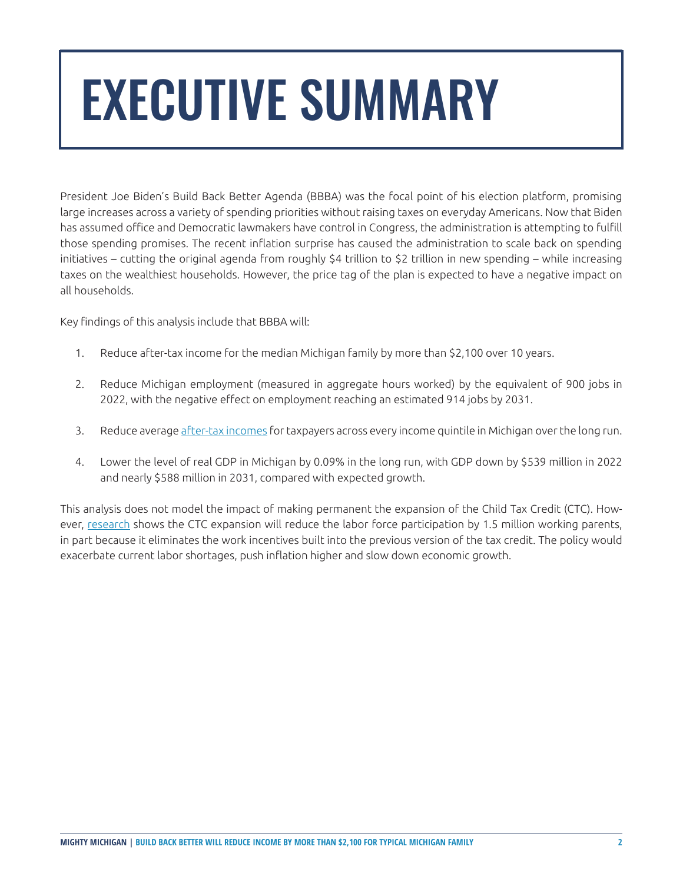# EXECUTIVE SUMMARY

President Joe Biden's Build Back Better Agenda (BBBA) was the focal point of his election platform, promising large increases across a variety of spending priorities without raising taxes on everyday Americans. Now that Biden has assumed office and Democratic lawmakers have control in Congress, the administration is attempting to fulfill those spending promises. The recent inflation surprise has caused the administration to scale back on spending initiatives – cutting the original agenda from roughly $4 trillion to $2 trillion in new spending – while increasing taxes on the wealthiest households. However, the price tag of the plan is expected to have a negative impact on all households.

Key findings of this analysis include that BBBA will:

1. Reduce after-tax income for the median Michigan family by more than $2,100 over 10 years.
2. Reduce Michigan employment (measured in aggregate hours worked) by the equivalent of 900 jobs in 2022, with the negative effect on employment reaching an estimated 914 jobs by 2031.
3. Reduce average after-tax incomes for taxpayers across every income quintile in Michigan over the long run.
4. Lower the level of real GDP in Michigan by 0.09% in the long run, with GDP down by $539 million in 2022 and nearly $588 million in 2031, compared with expected growth.

This analysis does not model the impact of making permanent the expansion of the Child Tax Credit (CTC). However, research shows the CTC expansion will reduce the labor force participation by 1.5 million working parents, in part because it eliminates the work incentives built into the previous version of the tax credit. The policy would exacerbate current labor shortages, push inflation higher and slow down economic growth.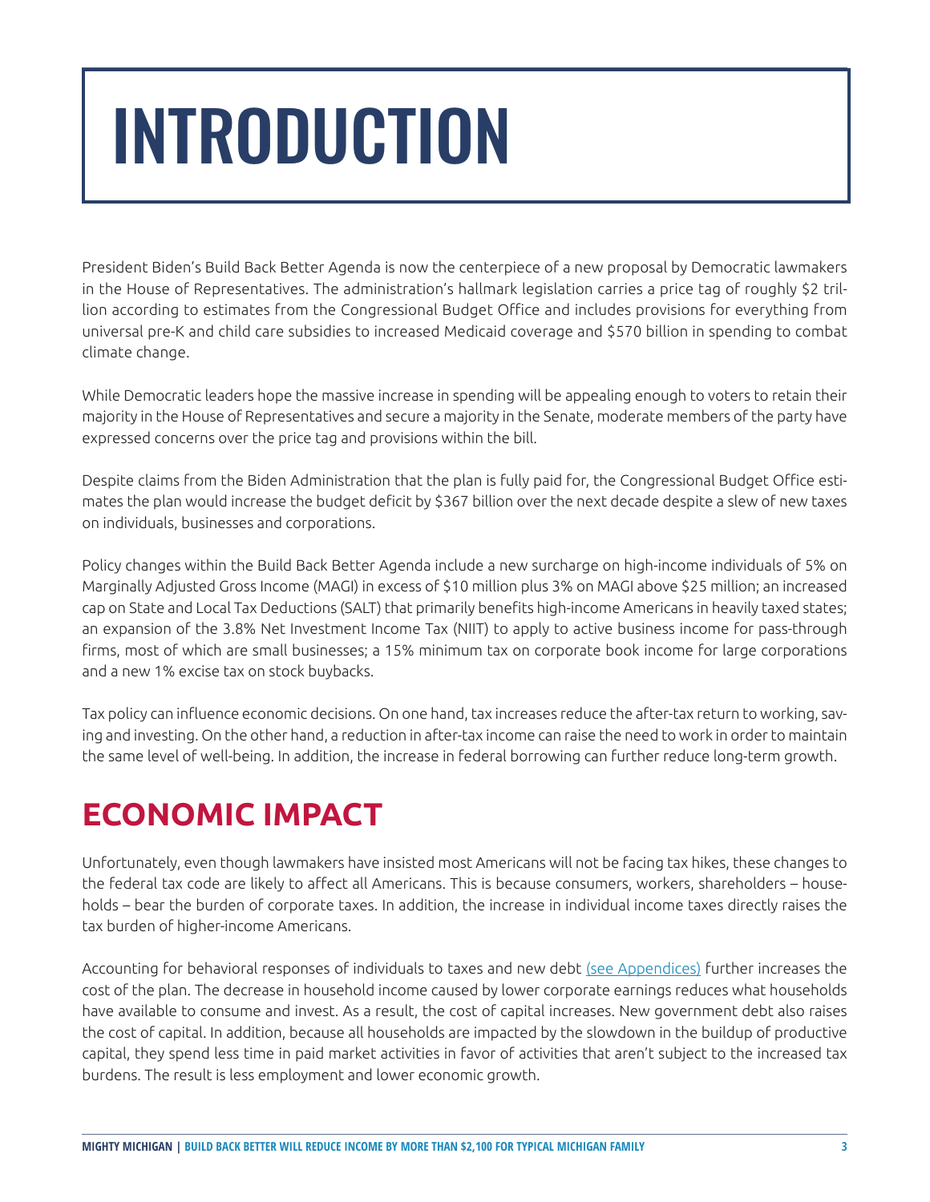# INTRODUCTION

President Biden's Build Back Better Agenda is now the centerpiece of a new proposal by Democratic lawmakers in the House of Representatives. The administration's hallmark legislation carries a price tag of roughly $2 trillion according to estimates from the Congressional Budget Office and includes provisions for everything from universal pre-K and child care subsidies to increased Medicaid coverage and $570 billion in spending to combat climate change.

While Democratic leaders hope the massive increase in spending will be appealing enough to voters to retain their majority in the House of Representatives and secure a majority in the Senate, moderate members of the party have expressed concerns over the price tag and provisions within the bill.

Despite claims from the Biden Administration that the plan is fully paid for, the Congressional Budget Office estimates the plan would increase the budget deficit by $367 billion over the next decade despite a slew of new taxes on individuals, businesses and corporations.

Policy changes within the Build Back Better Agenda include a new surcharge on high-income individuals of 5% on Marginally Adjusted Gross Income (MAGI) in excess of $10 million plus 3% on MAGI above $25 million; an increased cap on State and Local Tax Deductions (SALT) that primarily benefits high-income Americans in heavily taxed states; an expansion of the 3.8% Net Investment Income Tax (NIIT) to apply to active business income for pass-through firms, most of which are small businesses; a 15% minimum tax on corporate book income for large corporations and a new 1% excise tax on stock buybacks.

Tax policy can influence economic decisions. On one hand, tax increases reduce the after-tax return to working, saving and investing. On the other hand, a reduction in after-tax income can raise the need to work in order to maintain the same level of well-being. In addition, the increase in federal borrowing can further reduce long-term growth.

## ECONOMIC IMPACT

Unfortunately, even though lawmakers have insisted most Americans will not be facing tax hikes, these changes to the federal tax code are likely to affect all Americans. This is because consumers, workers, shareholders – households – bear the burden of corporate taxes. In addition, the increase in individual income taxes directly raises the tax burden of higher-income Americans.

Accounting for behavioral responses of individuals to taxes and new debt (see Appendices) further increases the cost of the plan. The decrease in household income caused by lower corporate earnings reduces what households have available to consume and invest. As a result, the cost of capital increases. New government debt also raises the cost of capital. In addition, because all households are impacted by the slowdown in the buildup of productive capital, they spend less time in paid market activities in favor of activities that aren't subject to the increased tax burdens. The result is less employment and lower economic growth.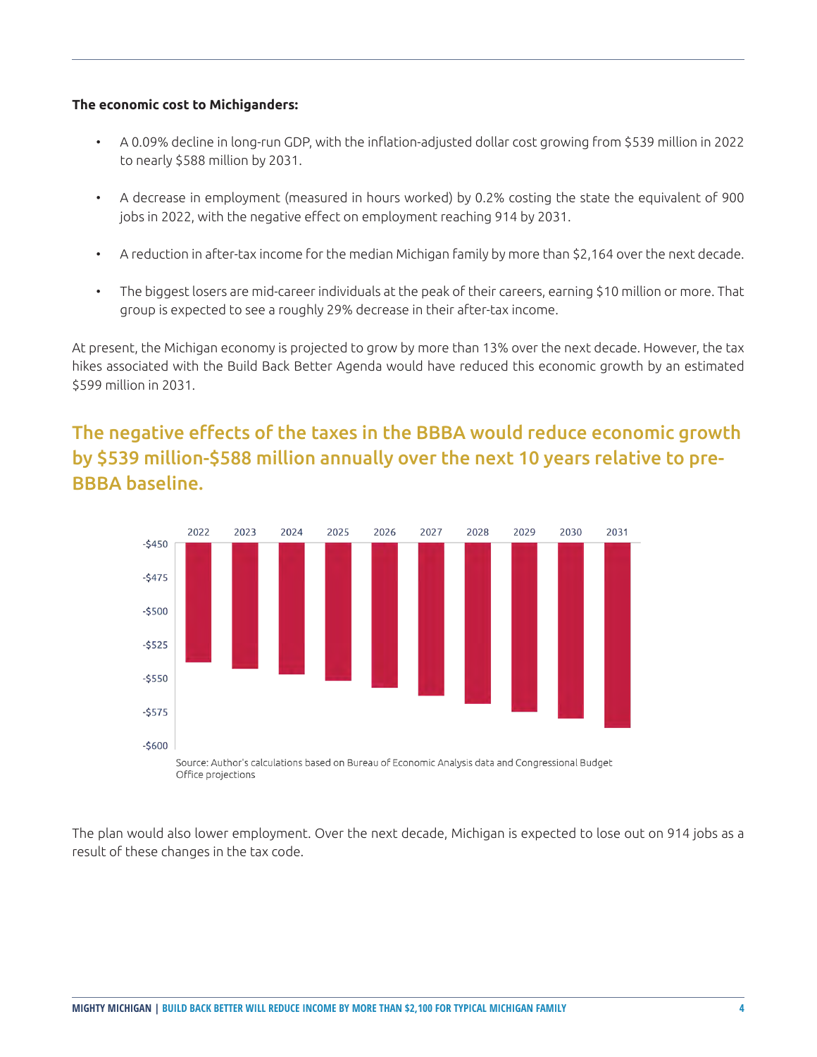**The economic cost to Michiganders:**

- A 0.09% decline in long-run GDP, with the inflation-adjusted dollar cost growing from $539 million in 2022 to nearly $588 million by 2031.
- A decrease in employment (measured in hours worked) by 0.2% costing the state the equivalent of 900 jobs in 2022, with the negative effect on employment reaching 914 by 2031.
- A reduction in after-tax income for the median Michigan family by more than $2,164 over the next decade.
- The biggest losers are mid-career individuals at the peak of their careers, earning $10 million or more. That group is expected to see a roughly 29% decrease in their after-tax income.

At present, the Michigan economy is projected to grow by more than 13% over the next decade. However, the tax hikes associated with the Build Back Better Agenda would have reduced this economic growth by an estimated $599 million in 2031.

## The negative effects of the taxes in the BBBA would reduce economic growth by $539 million-$588 million annually over the next 10 years relative to pre-BBBA baseline.

Source: Author's calculations based on Bureau of Economic Analysis data and Congressional Budget Office projections

The plan would also lower employment. Over the next decade, Michigan is expected to lose out on 914 jobs as a result of these changes in the tax code.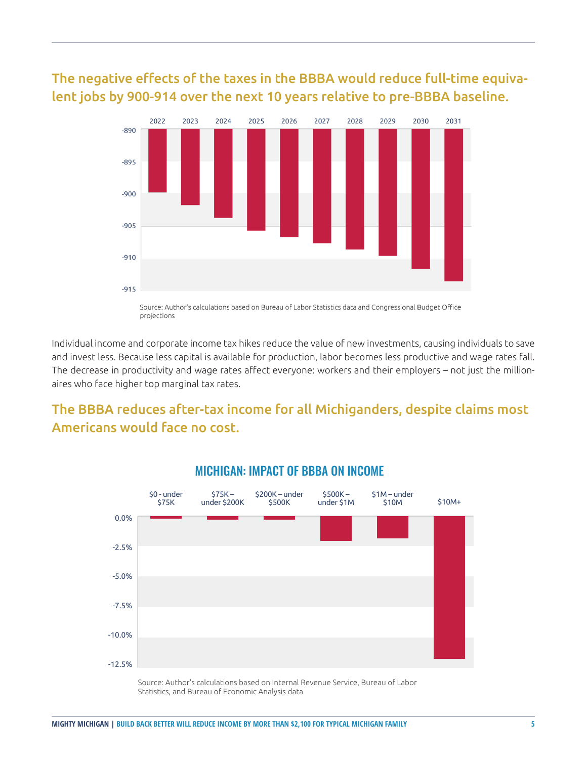## The negative effects of the taxes in the BBBA would reduce full-time equivalent jobs by 900-914 over the next 10 years relative to pre-BBBA baseline.

Source: Author's calculations based on Bureau of Labor Statistics data and Congressional Budget Office projections

Individual income and corporate income tax hikes reduce the value of new investments, causing individuals to save and invest less. Because less capital is available for production, labor becomes less productive and wage rates fall. The decrease in productivity and wage rates affect everyone: workers and their employers – not just the millionaires who face higher top marginal tax rates.

## The BBBA reduces after-tax income for all Michiganders, despite claims most Americans would face no cost.

**MICHIGAN: IMPACT OF BBBA ON INCOME**

Source: Author's calculations based on Internal Revenue Service, Bureau of Labor Statistics, and Bureau of Economic Analysis data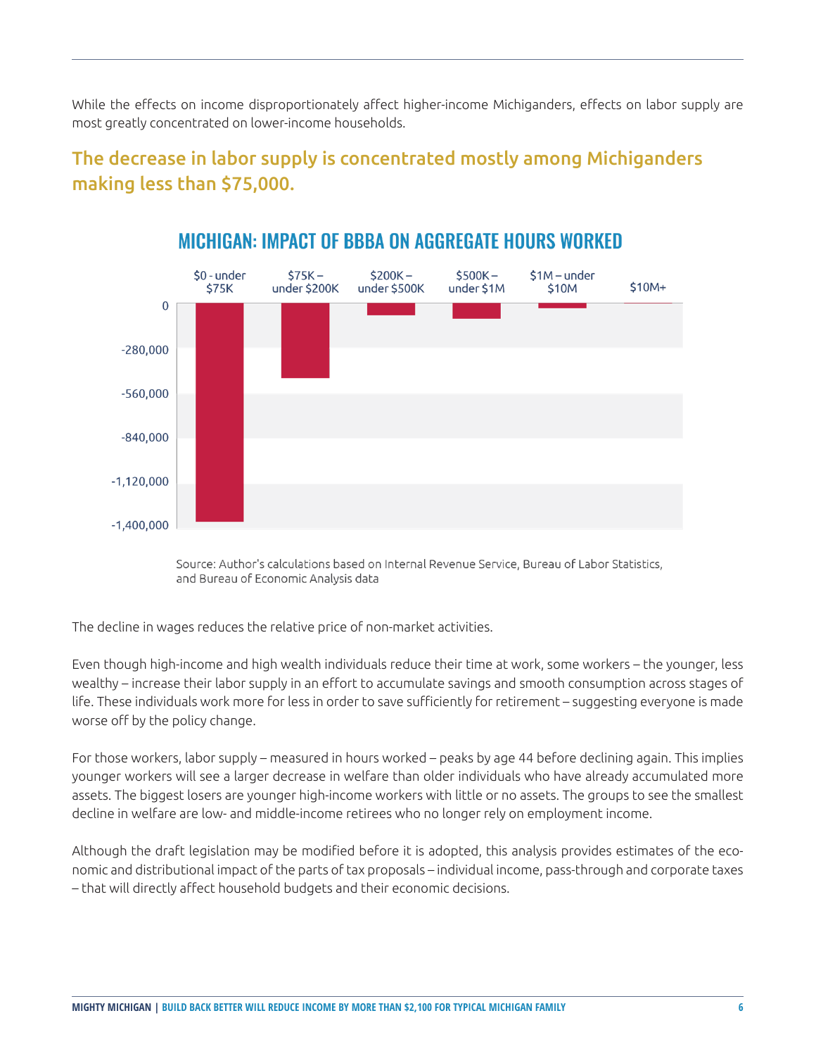While the effects on income disproportionately affect higher-income Michiganders, effects on labor supply are most greatly concentrated on lower-income households.

## The decrease in labor supply is concentrated mostly among Michiganders making less than $75,000.

MICHIGAN: IMPACT OF BBBA ON AGGREGATE HOURS WORKED

$0 - under $75K
$75K – under $200K
$200K – under $500K
$500K – under $1M
$1M – under $10M
$10M+

0
-280,000
-560,000
-840,000
-1,120,000
-1,400,000

Source: Author's calculations based on Internal Revenue Service, Bureau of Labor Statistics, and Bureau of Economic Analysis data

The decline in wages reduces the relative price of non-market activities.

Even though high-income and high wealth individuals reduce their time at work, some workers – the younger, less wealthy – increase their labor supply in an effort to accumulate savings and smooth consumption across stages of life. These individuals work more for less in order to save sufficiently for retirement – suggesting everyone is made worse off by the policy change.

For those workers, labor supply – measured in hours worked – peaks by age 44 before declining again. This implies younger workers will see a larger decrease in welfare than older individuals who have already accumulated more assets. The biggest losers are younger high-income workers with little or no assets. The groups to see the smallest decline in welfare are low- and middle-income retirees who no longer rely on employment income.

Although the draft legislation may be modified before it is adopted, this analysis provides estimates of the economic and distributional impact of the parts of tax proposals – individual income, pass-through and corporate taxes – that will directly affect household budgets and their economic decisions.